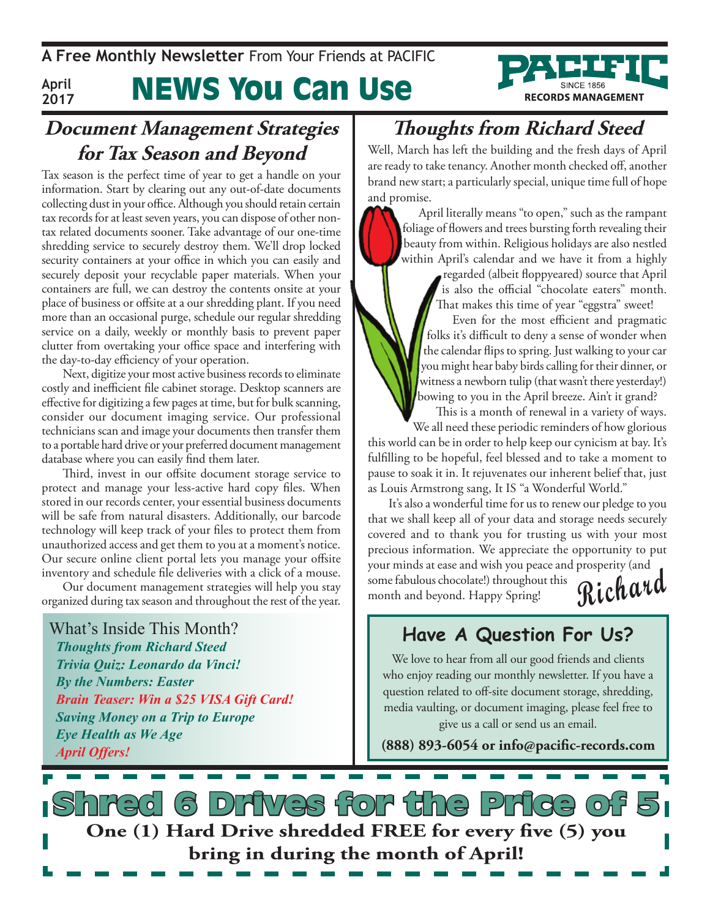A **Free Monthly Newsletter** From Your Friends at PACIFIC

**April 2017**

# NEWS You Can Use

PACIFIC SINCE 1856 RECORDS MANAGEMENT

## Document Management Strategies for Tax Season and Beyond

Tax season is the perfect time of year to get a handle on your information. Start by clearing out any out-of-date documents collecting dust in your office. Although you should retain certain tax records for at least seven years, you can dispose of other non-tax related documents sooner. Take advantage of our one-time shredding service to securely destroy them. We'll drop locked security containers at your office in which you can easily and securely deposit your recyclable paper materials. When your containers are full, we can destroy the contents onsite at your place of business or offsite at a our shredding plant. If you need more than an occasional purge, schedule our regular shredding service on a daily, weekly or monthly basis to prevent paper clutter from overtaking your office space and interfering with the day-to-day efficiency of your operation.

Next, digitize your most active business records to eliminate costly and inefficient file cabinet storage. Desktop scanners are effective for digitizing a few pages at time, but for bulk scanning, consider our document imaging service. Our professional technicians scan and image your documents then transfer them to a portable hard drive or your preferred document management database where you can easily find them later.

Third, invest in our offsite document storage service to protect and manage your less-active hard copy files. When stored in our records center, your essential business documents will be safe from natural disasters. Additionally, our barcode technology will keep track of your files to protect them from unauthorized access and get them to you at a moment's notice. Our secure online client portal lets you manage your offsite inventory and schedule file deliveries with a click of a mouse.

Our document management strategies will help you stay organized during tax season and throughout the rest of the year.

What's Inside This Month?

- *Thoughts from Richard Steed*
- *Trivia Quiz: Leonardo da Vinci!*
- *By the Numbers: Easter*
- *Brain Teaser: Win a $25 VISA Gift Card!*
- *Saving Money on a Trip to Europe*
- *Eye Health as We Age*
- *April Offers!*

## Thoughts from Richard Steed

Well, March has left the building and the fresh days of April are ready to take tenancy. Another month checked off, another brand new start; a particularly special, unique time full of hope and promise.

April literally means "to open," such as the rampant foliage of flowers and trees bursting forth revealing their beauty from within. Religious holidays are also nestled within April's calendar and we have it from a highly regarded (albeit floppyeared) source that April is also the official "chocolate eaters" month. That makes this time of year "eggstra" sweet!

Even for the most efficient and pragmatic folks it's difficult to deny a sense of wonder when the calendar flips to spring. Just walking to your car you might hear baby birds calling for their dinner, or witness a newborn tulip (that wasn't there yesterday!) bowing to you in the April breeze. Ain't it grand?

This is a month of renewal in a variety of ways. We all need these periodic reminders of how glorious this world can be in order to help keep our cynicism at bay. It's fulfilling to be hopeful, feel blessed and to take a moment to pause to soak it in. It rejuvenates our inherent belief that, just as Louis Armstrong sang, It IS "a Wonderful World."

It's also a wonderful time for us to renew our pledge to you that we shall keep all of your data and storage needs securely covered and to thank you for trusting us with your most precious information. We appreciate the opportunity to put your minds at ease and wish you peace and prosperity (and some fabulous chocolate!) throughout this month and beyond. Happy Spring!

*Richard*

## Have A Question For Us?

We love to hear from all our good friends and clients who enjoy reading our monthly newsletter. If you have a question related to off-site document storage, shredding, media vaulting, or document imaging, please feel free to give us a call or send us an email.

**(888) 893-6054 or info@pacific-records.com**

## Shred 6 Drives for the Price of 5

**One (1) Hard Drive shredded FREE for every five (5) you bring in during the month of April!**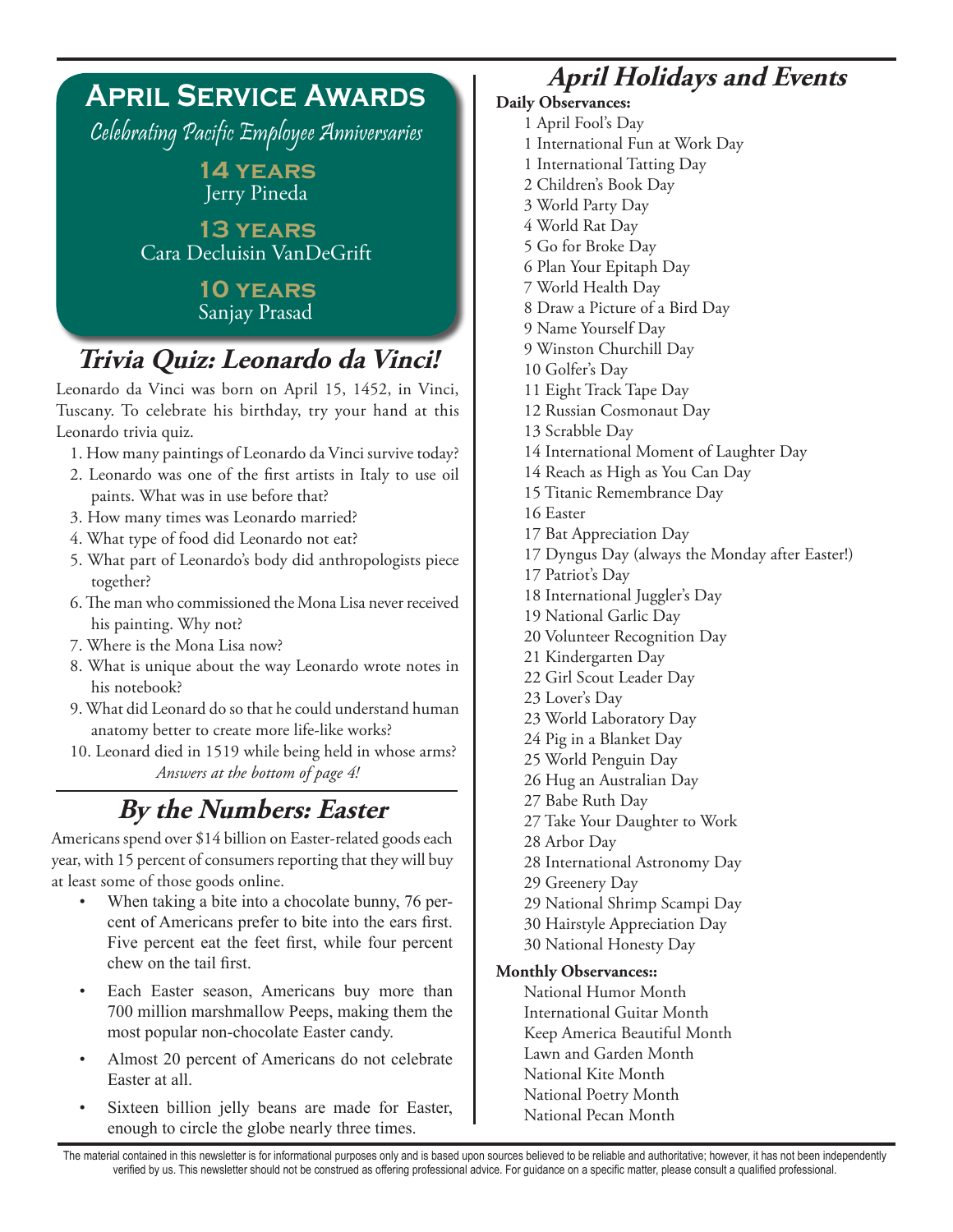# April Service Awards

*Celebrating Pacific Employee Anniversaries*

**14 years**
Jerry Pineda

**13 years**
Cara Decluisin VanDeGrift

**10 years**
Sanjay Prasad

## Trivia Quiz: Leonardo da Vinci!

Leonardo da Vinci was born on April 15, 1452, in Vinci, Tuscany. To celebrate his birthday, try your hand at this Leonardo trivia quiz.

1. How many paintings of Leonardo da Vinci survive today?
2. Leonardo was one of the first artists in Italy to use oil paints. What was in use before that?
3. How many times was Leonardo married?
4. What type of food did Leonardo not eat?
5. What part of Leonardo's body did anthropologists piece together?
6. The man who commissioned the Mona Lisa never received his painting. Why not?
7. Where is the Mona Lisa now?
8. What is unique about the way Leonardo wrote notes in his notebook?
9. What did Leonard do so that he could understand human anatomy better to create more life-like works?
10. Leonard died in 1519 while being held in whose arms?

*Answers at the bottom of page 4!*

## By the Numbers: Easter

Americans spend over $14 billion on Easter-related goods each year, with 15 percent of consumers reporting that they will buy at least some of those goods online.

- When taking a bite into a chocolate bunny, 76 percent of Americans prefer to bite into the ears first. Five percent eat the feet first, while four percent chew on the tail first.
- Each Easter season, Americans buy more than 700 million marshmallow Peeps, making them the most popular non-chocolate Easter candy.
- Almost 20 percent of Americans do not celebrate Easter at all.
- Sixteen billion jelly beans are made for Easter, enough to circle the globe nearly three times.

## April Holidays and Events

**Daily Observances:**

1 April Fool's Day
1 International Fun at Work Day
1 International Tatting Day
2 Children's Book Day
3 World Party Day
4 World Rat Day
5 Go for Broke Day
6 Plan Your Epitaph Day
7 World Health Day
8 Draw a Picture of a Bird Day
9 Name Yourself Day
9 Winston Churchill Day
10 Golfer's Day
11 Eight Track Tape Day
12 Russian Cosmonaut Day
13 Scrabble Day
14 International Moment of Laughter Day
14 Reach as High as You Can Day
15 Titanic Remembrance Day
16 Easter
17 Bat Appreciation Day
17 Dyngus Day (always the Monday after Easter!)
17 Patriot's Day
18 International Juggler's Day
19 National Garlic Day
20 Volunteer Recognition Day
21 Kindergarten Day
22 Girl Scout Leader Day
23 Lover's Day
23 World Laboratory Day
24 Pig in a Blanket Day
25 World Penguin Day
26 Hug an Australian Day
27 Babe Ruth Day
27 Take Your Daughter to Work
28 Arbor Day
28 International Astronomy Day
29 Greenery Day
29 National Shrimp Scampi Day
30 Hairstyle Appreciation Day
30 National Honesty Day

**Monthly Observances::**

National Humor Month
International Guitar Month
Keep America Beautiful Month
Lawn and Garden Month
National Kite Month
National Poetry Month
National Pecan Month

The material contained in this newsletter is for informational purposes only and is based upon sources believed to be reliable and authoritative; however, it has not been independently verified by us. This newsletter should not be construed as offering professional advice. For guidance on a specific matter, please consult a qualified professional.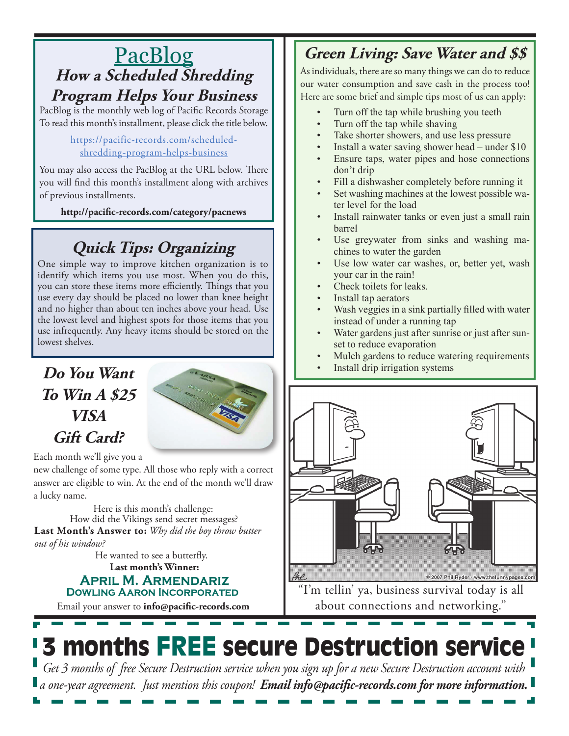# PacBlog

## How a Scheduled Shredding Program Helps Your Business

PacBlog is the monthly web log of Pacific Records Storage To read this month's installment, please click the title below.

https://pacific-records.com/scheduled-shredding-program-helps-business

You may also access the PacBlog at the URL below. There you will find this month's installment along with archives of previous installments.

**http://pacific-records.com/category/pacnews**

## Quick Tips: Organizing

One simple way to improve kitchen organization is to identify which items you use most. When you do this, you can store these items more efficiently. Things that you use every day should be placed no lower than knee height and no higher than about ten inches above your head. Use the lowest level and highest spots for those items that you use infrequently. Any heavy items should be stored on the lowest shelves.

## Do You Want To Win A $25 VISA Gift Card?

Each month we'll give you a new challenge of some type. All those who reply with a correct answer are eligible to win. At the end of the month we'll draw a lucky name.

Here is this month's challenge:
How did the Vikings send secret messages?

**Last Month's Answer to:** *Why did the boy throw butter out of his window?*

He wanted to see a butterfly.

**Last month's Winner:**

**April M. Armendariz**
**Dowling Aaron Incorporated**

Email your answer to **info@pacific-records.com**

## Green Living: Save Water and $$

As individuals, there are so many things we can do to reduce our water consumption and save cash in the process too! Here are some brief and simple tips most of us can apply:

- Turn off the tap while brushing you teeth
- Turn off the tap while shaving
- Take shorter showers, and use less pressure
- Install a water saving shower head – under $10
- Ensure taps, water pipes and hose connections don't drip
- Fill a dishwasher completely before running it
- Set washing machines at the lowest possible water level for the load
- Install rainwater tanks or even just a small rain barrel
- Use greywater from sinks and washing machines to water the garden
- Use low water car washes, or, better yet, wash your car in the rain!
- Check toilets for leaks.
- Install tap aerators
- Wash veggies in a sink partially filled with water instead of under a running tap
- Water gardens just after sunrise or just after sunset to reduce evaporation
- Mulch gardens to reduce watering requirements
- Install drip irrigation systems

"I'm tellin' ya, business survival today is all about connections and networking."

# 3 months FREE secure Destruction service

*Get 3 months of free Secure Destruction service when you sign up for a new Secure Destruction account with a one-year agreement. Just mention this coupon!* ***Email info@pacific-records.com for more information.***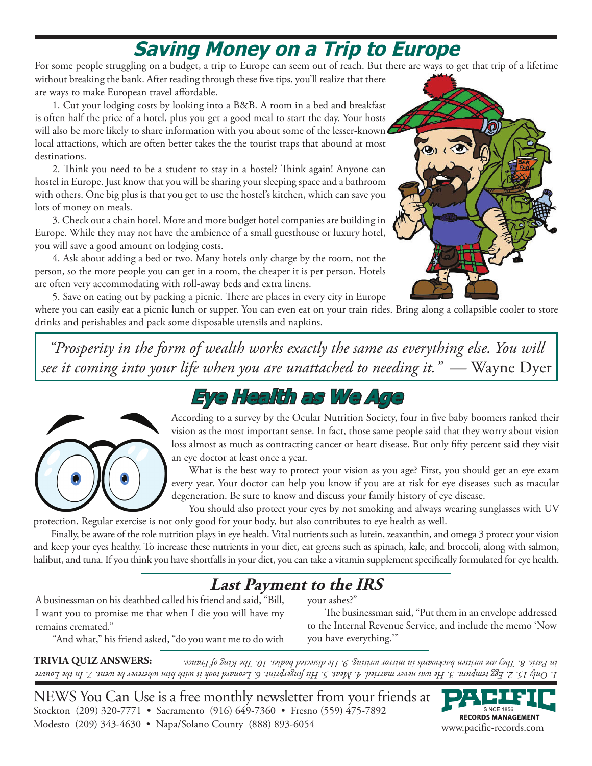# Saving Money on a Trip to Europe

For some people struggling on a budget, a trip to Europe can seem out of reach. But there are ways to get that trip of a lifetime without breaking the bank. After reading through these five tips, you'll realize that there are ways to make European travel affordable.

1. Cut your lodging costs by looking into a B&B. A room in a bed and breakfast is often half the price of a hotel, plus you get a good meal to start the day. Your hosts will also be more likely to share information with you about some of the lesser-known local attractions, which are often better takes the the tourist traps that abound at most destinations.

2. Think you need to be a student to stay in a hostel? Think again! Anyone can hostel in Europe. Just know that you will be sharing your sleeping space and a bathroom with others. One big plus is that you get to use the hostel's kitchen, which can save you lots of money on meals.

3. Check out a chain hotel. More and more budget hotel companies are building in Europe. While they may not have the ambience of a small guesthouse or luxury hotel, you will save a good amount on lodging costs.

4. Ask about adding a bed or two. Many hotels only charge by the room, not the person, so the more people you can get in a room, the cheaper it is per person. Hotels are often very accommodating with roll-away beds and extra linens.

5. Save on eating out by packing a picnic. There are places in every city in Europe where you can easily eat a picnic lunch or supper. You can even eat on your train rides. Bring along a collapsible cooler to store drinks and perishables and pack some disposable utensils and napkins.

> *"Prosperity in the form of wealth works exactly the same as everything else. You will see it coming into your life when you are unattached to needing it."* — Wayne Dyer

# Eye Health as We Age

According to a survey by the Ocular Nutrition Society, four in five baby boomers ranked their vision as the most important sense. In fact, those same people said that they worry about vision loss almost as much as contracting cancer or heart disease. But only fifty percent said they visit an eye doctor at least once a year.

What is the best way to protect your vision as you age? First, you should get an eye exam every year. Your doctor can help you know if you are at risk for eye diseases such as macular degeneration. Be sure to know and discuss your family history of eye disease.

You should also protect your eyes by not smoking and always wearing sunglasses with UV protection. Regular exercise is not only good for your body, but also contributes to eye health as well.

Finally, be aware of the role nutrition plays in eye health. Vital nutrients such as lutein, zeaxanthin, and omega 3 protect your vision and keep your eyes healthy. To increase these nutrients in your diet, eat greens such as spinach, kale, and broccoli, along with salmon, halibut, and tuna. If you think you have shortfalls in your diet, you can take a vitamin supplement specifically formulated for eye health.

## Last Payment to the IRS

A businessman on his deathbed called his friend and said, "Bill, I want you to promise me that when I die you will have my remains cremated."

"And what," his friend asked, "do you want me to do with your ashes?"

The businessman said, "Put them in an envelope addressed to the Internal Revenue Service, and include the memo 'Now you have everything.'"

**TRIVIA QUIZ ANSWERS:** *1. Only 15. 2. Egg tempura. 3. He was never married. 4. Meat. 5. His fingerprint. 6. Leonard took it with him wherever he went. 7. In the Louvre in Paris. 8. They are written backwards in mirror writing. 9. He dissected bodies. 10. The King of France.*

NEWS You Can Use is a free monthly newsletter from your friends at

Stockton (209) 320-7771 • Sacramento (916) 649-7360 • Fresno (559) 475-7892
Modesto (209) 343-4630 • Napa/Solano County (888) 893-6054

PACIFIC SINCE 1856 RECORDS MANAGEMENT
www.pacific-records.com